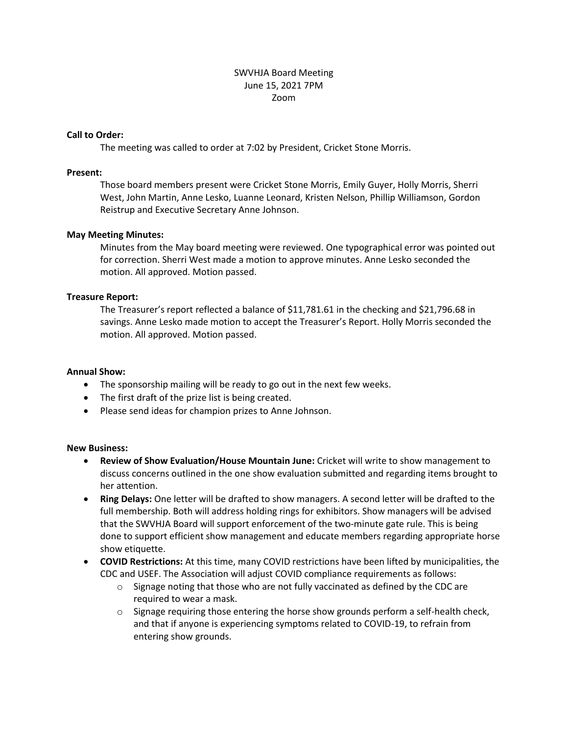SWVHJA Board Meeting
June 15, 2021 7PM
Zoom

**Call to Order:**

The meeting was called to order at 7:02 by President, Cricket Stone Morris.

**Present:**

Those board members present were Cricket Stone Morris, Emily Guyer, Holly Morris, Sherri West, John Martin, Anne Lesko, Luanne Leonard, Kristen Nelson, Phillip Williamson, Gordon Reistrup and Executive Secretary Anne Johnson.

**May Meeting Minutes:**

Minutes from the May board meeting were reviewed. One typographical error was pointed out for correction. Sherri West made a motion to approve minutes. Anne Lesko seconded the motion. All approved. Motion passed.

**Treasure Report:**

The Treasurer's report reflected a balance of $11,781.61 in the checking and $21,796.68 in savings. Anne Lesko made motion to accept the Treasurer's Report. Holly Morris seconded the motion. All approved. Motion passed.

**Annual Show:**

- The sponsorship mailing will be ready to go out in the next few weeks.
- The first draft of the prize list is being created.
- Please send ideas for champion prizes to Anne Johnson.

**New Business:**

- **Review of Show Evaluation/House Mountain June:** Cricket will write to show management to discuss concerns outlined in the one show evaluation submitted and regarding items brought to her attention.
- **Ring Delays:** One letter will be drafted to show managers. A second letter will be drafted to the full membership. Both will address holding rings for exhibitors. Show managers will be advised that the SWVHJA Board will support enforcement of the two-minute gate rule. This is being done to support efficient show management and educate members regarding appropriate horse show etiquette.
- **COVID Restrictions:** At this time, many COVID restrictions have been lifted by municipalities, the CDC and USEF. The Association will adjust COVID compliance requirements as follows:
  - Signage noting that those who are not fully vaccinated as defined by the CDC are required to wear a mask.
  - Signage requiring those entering the horse show grounds perform a self-health check, and that if anyone is experiencing symptoms related to COVID-19, to refrain from entering show grounds.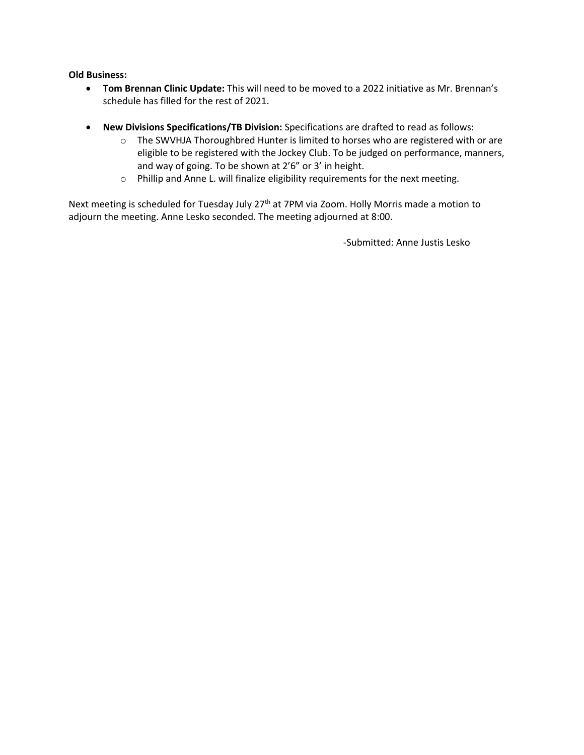**Old Business:**

- **Tom Brennan Clinic Update:** This will need to be moved to a 2022 initiative as Mr. Brennan's schedule has filled for the rest of 2021.
- **New Divisions Specifications/TB Division:** Specifications are drafted to read as follows:
  - The SWVHJA Thoroughbred Hunter is limited to horses who are registered with or are eligible to be registered with the Jockey Club. To be judged on performance, manners, and way of going. To be shown at 2'6" or 3' in height.
  - Phillip and Anne L. will finalize eligibility requirements for the next meeting.

Next meeting is scheduled for Tuesday July 27th at 7PM via Zoom. Holly Morris made a motion to adjourn the meeting. Anne Lesko seconded. The meeting adjourned at 8:00.

-Submitted: Anne Justis Lesko